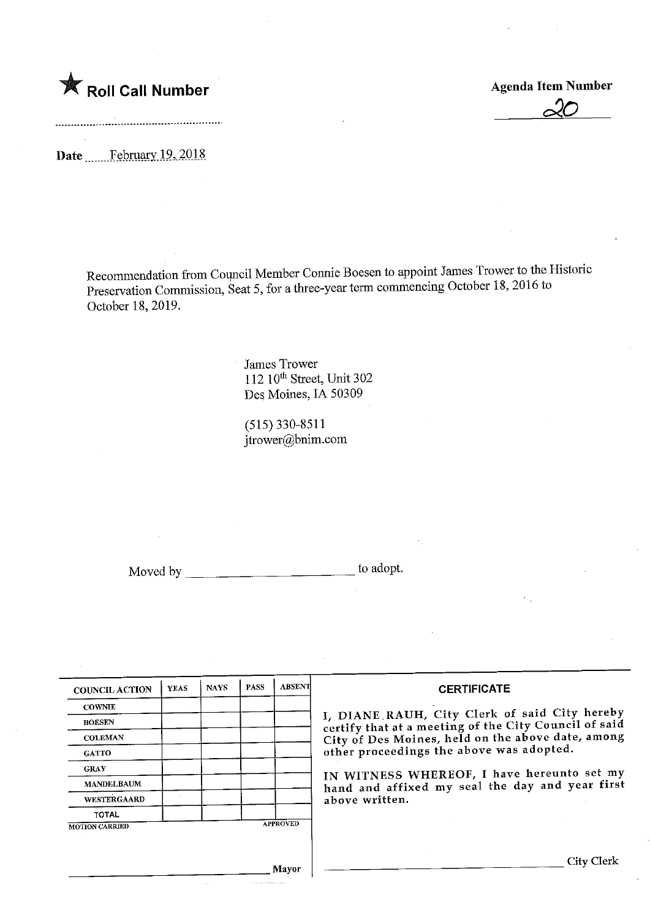★ **Roll Call Number**

**Agenda Item Number**

20

**Date** February 19, 2018

Recommendation from Council Member Connie Boesen to appoint James Trower to the Historic Preservation Commission, Seat 5, for a three-year term commencing October 18, 2016 to October 18, 2019.

James Trower
112 10th Street, Unit 302
Des Moines, IA 50309

(515) 330-8511
jtrower@bnim.com

Moved by ______________________ to adopt.

| COUNCIL ACTION | YEAS | NAYS | PASS | ABSENT |
|---|---|---|---|---|
| COWNIE | | | | |
| BOESEN | | | | |
| COLEMAN | | | | |
| GATTO | | | | |
| GRAY | | | | |
| MANDELBAUM | | | | |
| WESTERGAARD | | | | |
| TOTAL | | | | |

MOTION CARRIED APPROVED

______________________ Mayor

**CERTIFICATE**

I, DIANE RAUH, City Clerk of said City hereby certify that at a meeting of the City Council of said City of Des Moines, held on the above date, among other proceedings the above was adopted.

IN WITNESS WHEREOF, I have hereunto set my hand and affixed my seal the day and year first above written.

______________________ City Clerk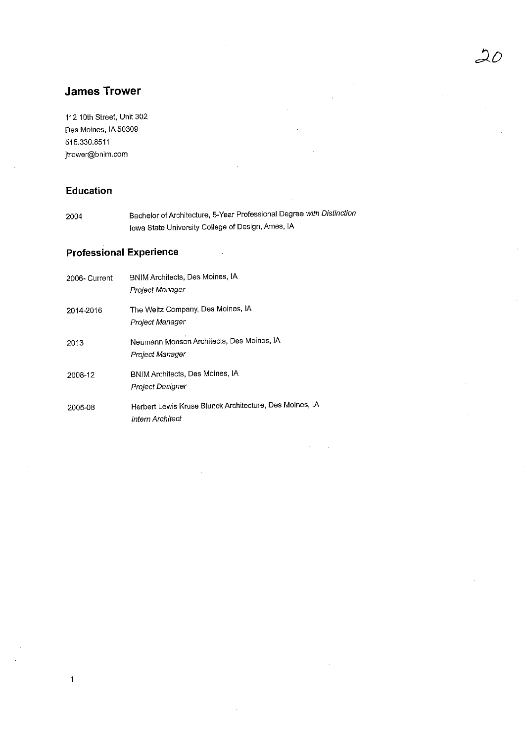# James Trower

112 10th Street, Unit 302
Des Moines, IA 50309
515.330.8511
jtrower@bnim.com

## Education

| | |
|---|---|
| 2004 | Bachelor of Architecture, 5-Year Professional Degree *with Distinction*<br>Iowa State University College of Design, Ames, IA |

## Professional Experience

| | |
|---|---|
| 2006- Current | BNIM Architects, Des Moines, IA<br>*Project Manager* |
| 2014-2016 | The Weitz Company, Des Moines, IA<br>*Project Manager* |
| 2013 | Neumann Monson Architects, Des Moines, IA<br>*Project Manager* |
| 2008-12 | BNIM Architects, Des Moines, IA<br>*Project Designer* |
| 2005-08 | Herbert Lewis Kruse Blunck Architecture, Des Moines, IA<br>*Intern Architect* |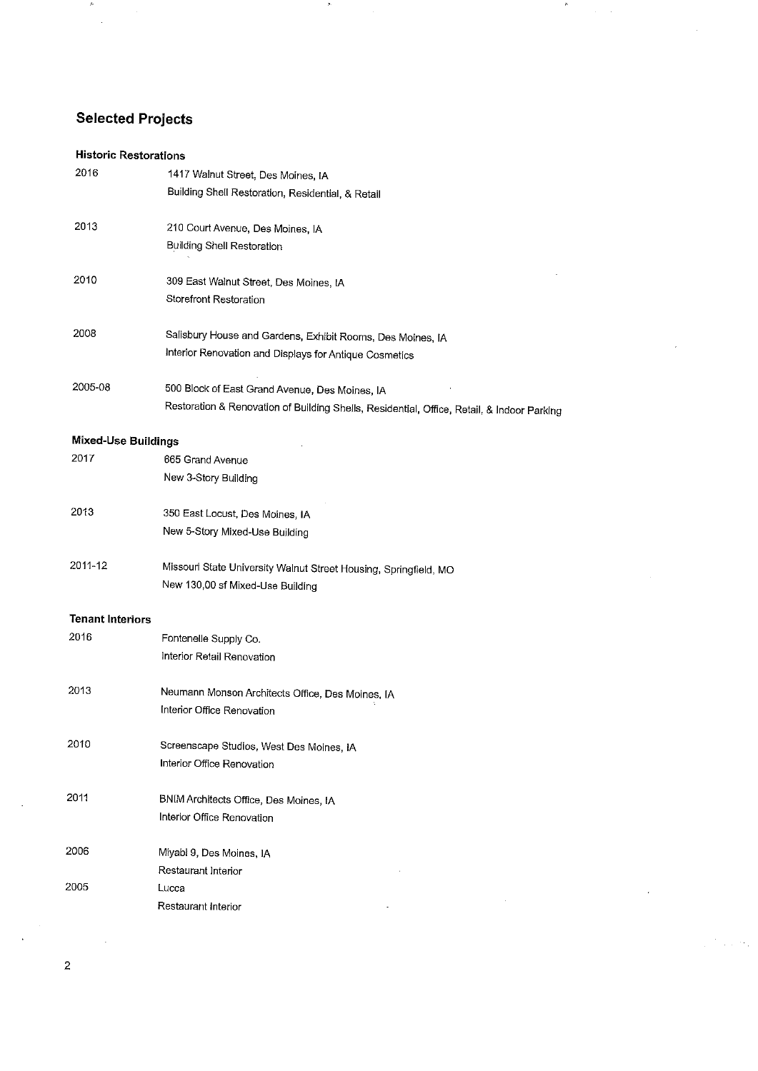## Selected Projects

### Historic Restorations

| | |
|---|---|
| 2016 | 1417 Walnut Street, Des Moines, IA<br>Building Shell Restoration, Residential, & Retail |
| 2013 | 210 Court Avenue, Des Moines, IA<br>Building Shell Restoration |
| 2010 | 309 East Walnut Street, Des Moines, IA<br>Storefront Restoration |
| 2008 | Salisbury House and Gardens, Exhibit Rooms, Des Moines, IA<br>Interior Renovation and Displays for Antique Cosmetics |
| 2005-08 | 500 Block of East Grand Avenue, Des Moines, IA<br>Restoration & Renovation of Building Shells, Residential, Office, Retail, & Indoor Parking |

### Mixed-Use Buildings

| | |
|---|---|
| 2017 | 665 Grand Avenue<br>New 3-Story Building |
| 2013 | 350 East Locust, Des Moines, IA<br>New 5-Story Mixed-Use Building |
| 2011-12 | Missouri State University Walnut Street Housing, Springfield, MO<br>New 130,00 sf Mixed-Use Building |

### Tenant Interiors

| | |
|---|---|
| 2016 | Fontenelle Supply Co.<br>Interior Retail Renovation |
| 2013 | Neumann Monson Architects Office, Des Moines, IA<br>Interior Office Renovation |
| 2010 | Screenscape Studios, West Des Moines, IA<br>Interior Office Renovation |
| 2011 | BNIM Architects Office, Des Moines, IA<br>Interior Office Renovation |
| 2006 | Miyabi 9, Des Moines, IA<br>Restaurant Interior |
| 2005 | Lucca<br>Restaurant Interior |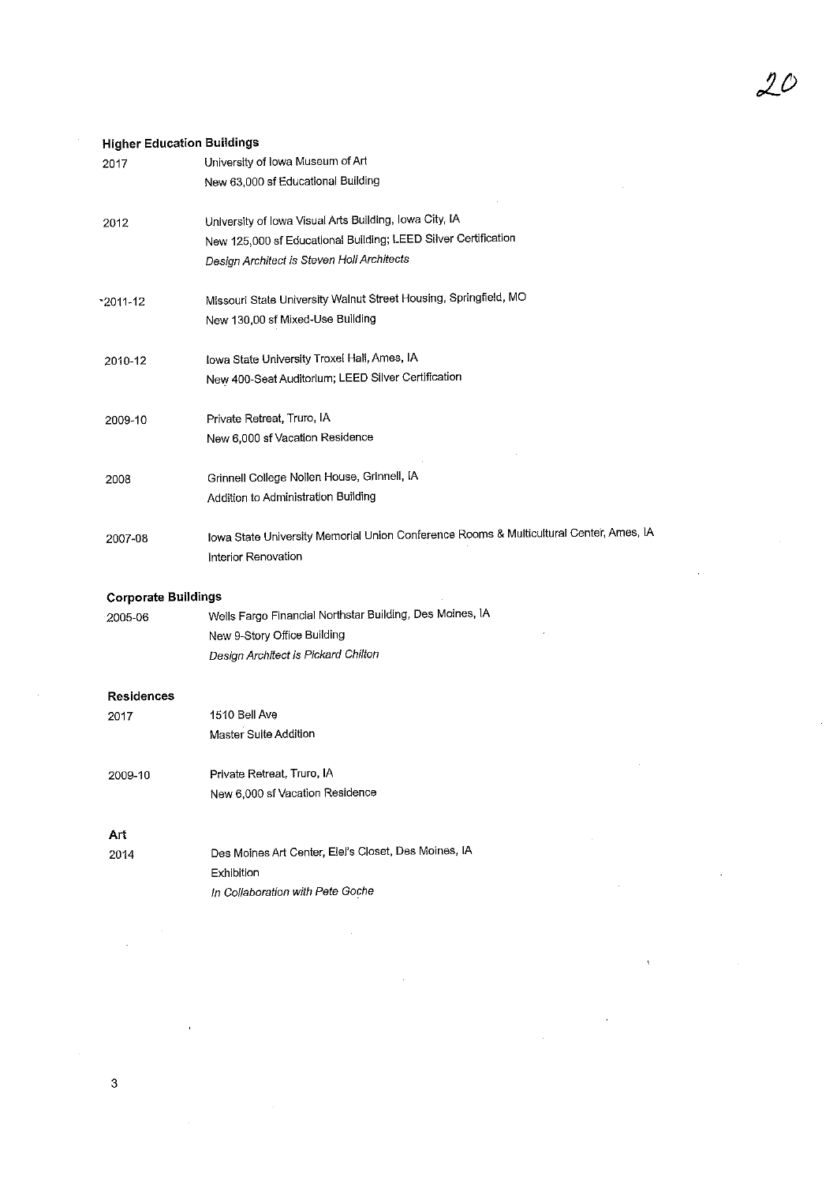### Higher Education Buildings

| | |
|---|---|
| 2017 | University of Iowa Museum of Art<br>New 63,000 sf Educational Building |
| 2012 | University of Iowa Visual Arts Building, Iowa City, IA<br>New 125,000 sf Educational Building; LEED Silver Certification<br>*Design Architect is Steven Holl Architects* |
| 2011-12 | Missouri State University Walnut Street Housing, Springfield, MO<br>New 130,00 sf Mixed-Use Building |
| 2010-12 | Iowa State University Troxel Hall, Ames, IA<br>New 400-Seat Auditorium; LEED Silver Certification |
| 2009-10 | Private Retreat, Truro, IA<br>New 6,000 sf Vacation Residence |
| 2008 | Grinnell College Nollen House, Grinnell, IA<br>Addition to Administration Building |
| 2007-08 | Iowa State University Memorial Union Conference Rooms & Multicultural Center, Ames, IA<br>Interior Renovation |

### Corporate Buildings

| | |
|---|---|
| 2005-06 | Wells Fargo Financial Northstar Building, Des Moines, IA<br>New 9-Story Office Building<br>*Design Architect is Pickard Chilton* |

### Residences

| | |
|---|---|
| 2017 | 1510 Bell Ave<br>Master Suite Addition |
| 2009-10 | Private Retreat, Truro, IA<br>New 6,000 sf Vacation Residence |

### Art

| | |
|---|---|
| 2014 | Des Moines Art Center, Eiel's Closet, Des Moines, IA<br>Exhibition<br>*In Collaboration with Pete Goche* |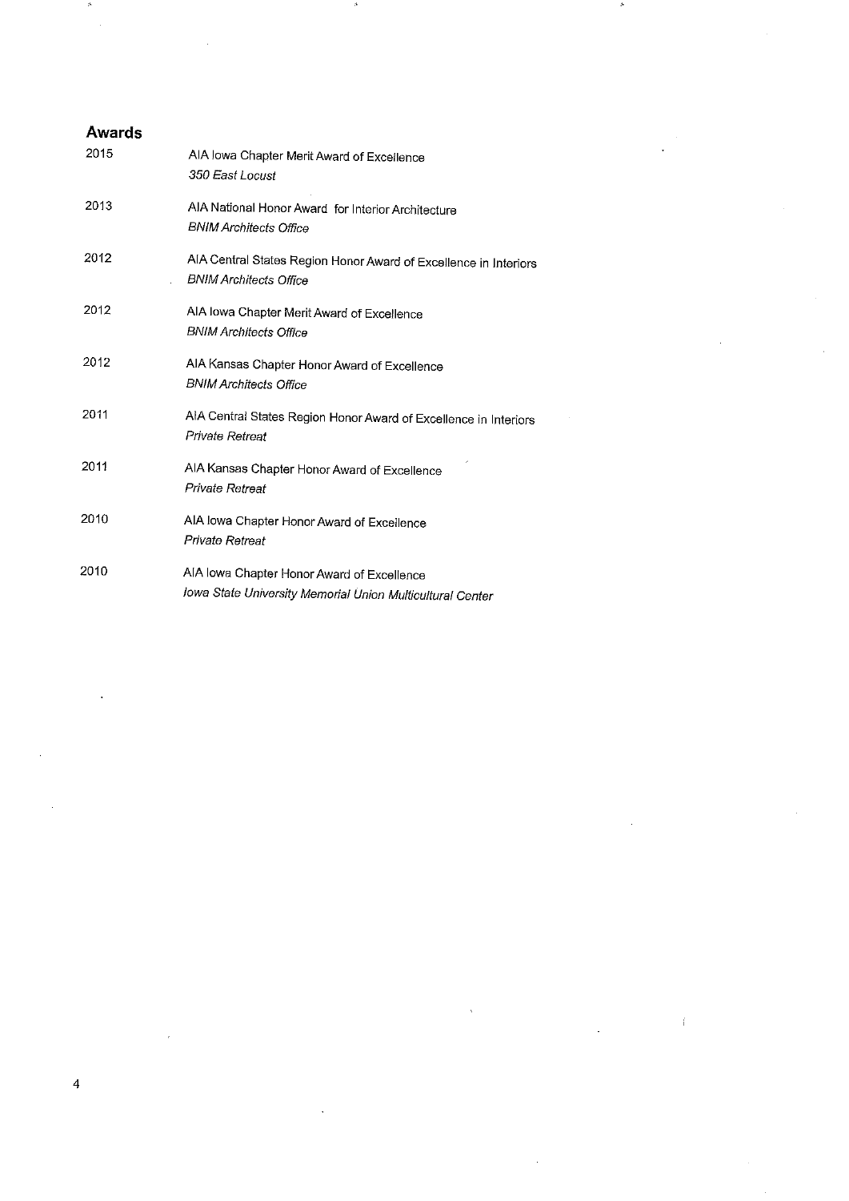## Awards

2015 AIA Iowa Chapter Merit Award of Excellence
*350 East Locust*

2013 AIA National Honor Award for Interior Architecture
*BNIM Architects Office*

2012 AIA Central States Region Honor Award of Excellence in Interiors
*BNIM Architects Office*

2012 AIA Iowa Chapter Merit Award of Excellence
*BNIM Architects Office*

2012 AIA Kansas Chapter Honor Award of Excellence
*BNIM Architects Office*

2011 AIA Central States Region Honor Award of Excellence in Interiors
*Private Retreat*

2011 AIA Kansas Chapter Honor Award of Excellence
*Private Retreat*

2010 AIA Iowa Chapter Honor Award of Excellence
*Private Retreat*

2010 AIA Iowa Chapter Honor Award of Excellence
*Iowa State University Memorial Union Multicultural Center*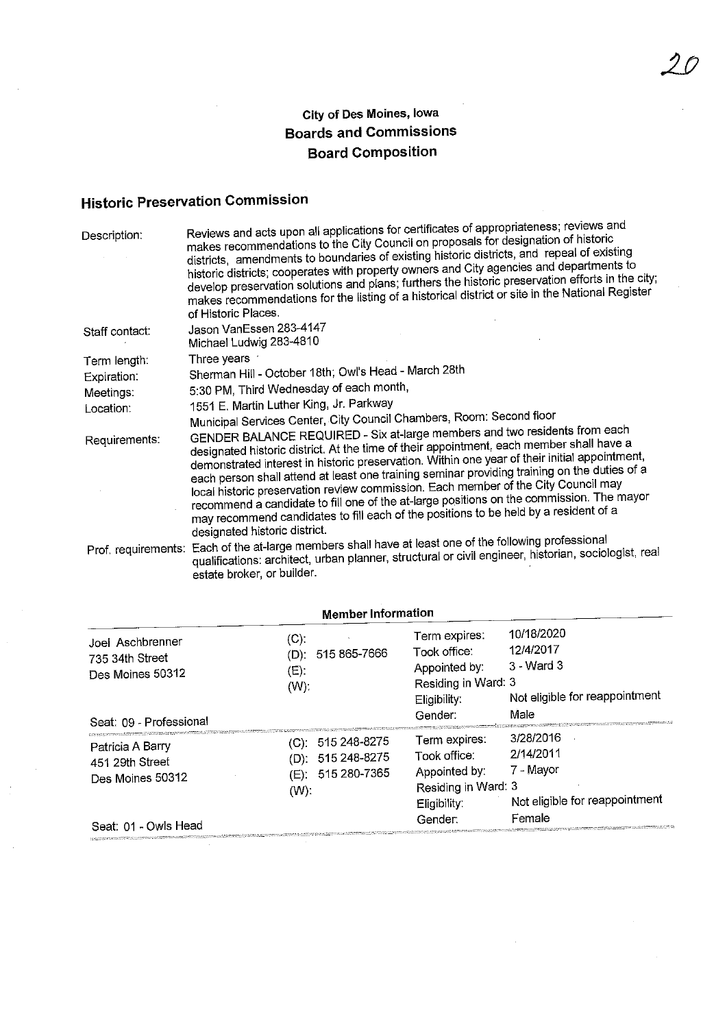City of Des Moines, Iowa
**Boards and Commissions**
**Board Composition**

## Historic Preservation Commission

| | |
|---|---|
| Description: | Reviews and acts upon all applications for certificates of appropriateness; reviews and makes recommendations to the City Council on proposals for designation of historic districts, amendments to boundaries of existing historic districts, and repeal of existing historic districts; cooperates with property owners and City agencies and departments to develop preservation solutions and plans; furthers the historic preservation efforts in the city; makes recommendations for the listing of a historical district or site in the National Register of Historic Places. |
| Staff contact: | Jason VanEssen 283-4147<br>Michael Ludwig 283-4810 |
| Term length: | Three years |
| Expiration: | Sherman Hill - October 18th; Owl's Head - March 28th |
| Meetings: | 5:30 PM, Third Wednesday of each month, |
| Location: | 1551 E. Martin Luther King, Jr. Parkway<br>Municipal Services Center, City Council Chambers, Room: Second floor |
| Requirements: | GENDER BALANCE REQUIRED - Six at-large members and two residents from each designated historic district. At the time of their appointment, each member shall have a demonstrated interest in historic preservation. Within one year of their initial appointment, each person shall attend at least one training seminar providing training on the duties of a local historic preservation review commission. Each member of the City Council may recommend a candidate to fill one of the at-large positions on the commission. The mayor may recommend candidates to fill each of the positions to be held by a resident of a designated historic district. |
| Prof. requirements: | Each of the at-large members shall have at least one of the following professional qualifications: architect, urban planner, structural or civil engineer, historian, sociologist, real estate broker, or builder. |

### Member Information

| Member | Phone | | |
|---|---|---|---|
| Joel Aschbrenner<br>735 34th Street<br>Des Moines 50312<br><br>Seat: 09 - Professional | (C):<br>(D): 515 865-7666<br>(E):<br>(W): | Term expires:<br>Took office:<br>Appointed by:<br>Residing in Ward: 3<br>Eligibility:<br>Gender: | 10/18/2020<br>12/4/2017<br>3 - Ward 3<br><br>Not eligible for reappointment<br>Male |
| Patricia A Barry<br>451 29th Street<br>Des Moines 50312<br><br>Seat: 01 - Owls Head | (C): 515 248-8275<br>(D): 515 248-8275<br>(E): 515 280-7365<br>(W): | Term expires:<br>Took office:<br>Appointed by:<br>Residing in Ward: 3<br>Eligibility:<br>Gender: | 3/28/2016<br>2/14/2011<br>7 - Mayor<br><br>Not eligible for reappointment<br>Female |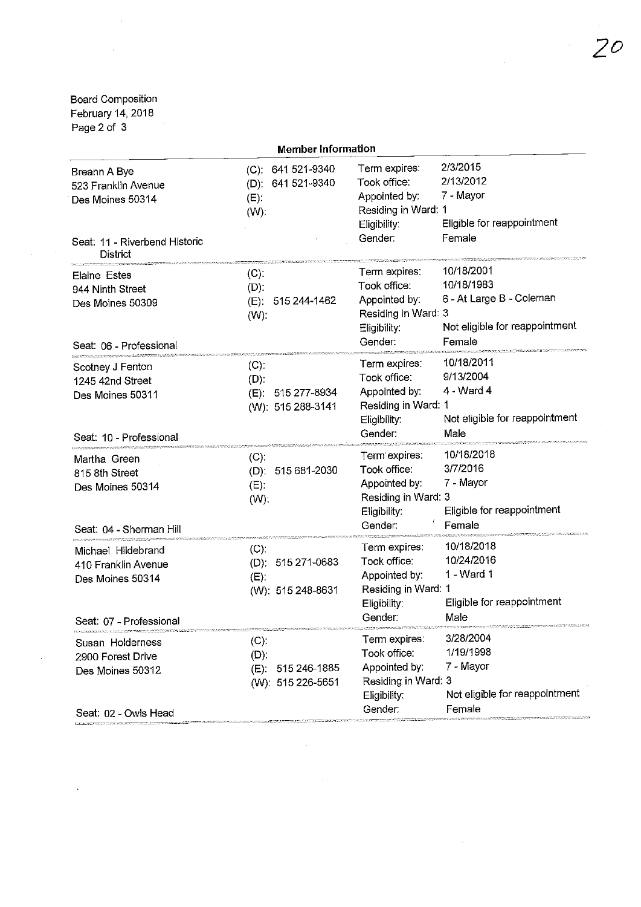Board Composition
February 14, 2018
Page 2 of 3

## Member Information

| | | | |
|---|---|---|---|
| Breann A Bye<br>523 Franklin Avenue<br>Des Moines 50314<br><br>Seat: 11 - Riverbend Historic District | (C): 641 521-9340<br>(D): 641 521-9340<br>(E):<br>(W): | Term expires:<br>Took office:<br>Appointed by:<br>Residing in Ward: 1<br>Eligibility:<br>Gender: | 2/3/2015<br>2/13/2012<br>7 - Mayor<br><br>Eligible for reappointment<br>Female |
| Elaine Estes<br>944 Ninth Street<br>Des Moines 50309<br><br>Seat: 06 - Professional | (C):<br>(D):<br>(E): 515 244-1462<br>(W): | Term expires:<br>Took office:<br>Appointed by:<br>Residing in Ward: 3<br>Eligibility:<br>Gender: | 10/18/2001<br>10/18/1983<br>6 - At Large B - Coleman<br><br>Not eligible for reappointment<br>Female |
| Scotney J Fenton<br>1245 42nd Street<br>Des Moines 50311<br><br>Seat: 10 - Professional | (C):<br>(D):<br>(E): 515 277-8934<br>(W): 515 288-3141 | Term expires:<br>Took office:<br>Appointed by:<br>Residing in Ward: 1<br>Eligibility:<br>Gender: | 10/18/2011<br>9/13/2004<br>4 - Ward 4<br><br>Not eligible for reappointment<br>Male |
| Martha Green<br>815 8th Street<br>Des Moines 50314<br><br>Seat: 04 - Sherman Hill | (C):<br>(D): 515 681-2030<br>(E):<br>(W): | Term expires:<br>Took office:<br>Appointed by:<br>Residing in Ward: 3<br>Eligibility:<br>Gender: | 10/18/2018<br>3/7/2016<br>7 - Mayor<br><br>Eligible for reappointment<br>Female |
| Michael Hildebrand<br>410 Franklin Avenue<br>Des Moines 50314<br><br>Seat: 07 - Professional | (C):<br>(D): 515 271-0683<br>(E):<br>(W): 515 248-8631 | Term expires:<br>Took office:<br>Appointed by:<br>Residing in Ward: 1<br>Eligibility:<br>Gender: | 10/18/2018<br>10/24/2016<br>1 - Ward 1<br><br>Eligible for reappointment<br>Male |
| Susan Holderness<br>2900 Forest Drive<br>Des Moines 50312<br><br>Seat: 02 - Owls Head | (C):<br>(D):<br>(E): 515 246-1885<br>(W): 515 226-5651 | Term expires:<br>Took office:<br>Appointed by:<br>Residing in Ward: 3<br>Eligibility:<br>Gender: | 3/28/2004<br>1/19/1998<br>7 - Mayor<br><br>Not eligible for reappointment<br>Female |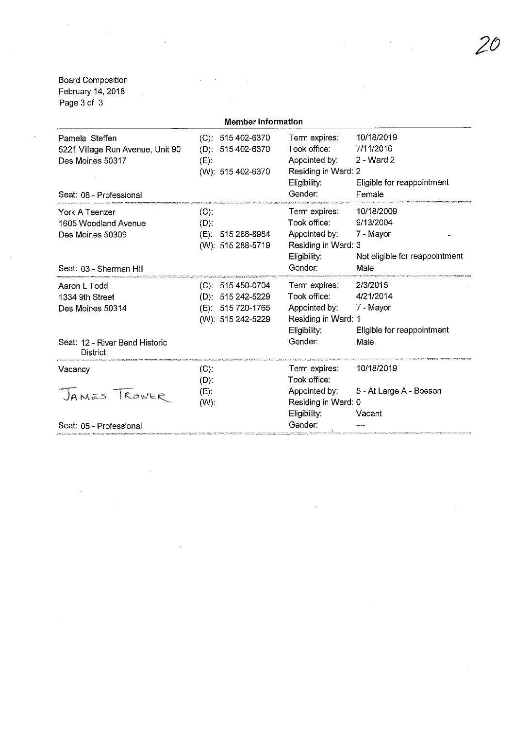Board Composition
February 14, 2018

**Member Information**

| | | | |
|---|---|---|---|
| Pamela Steffen<br>5221 Village Run Avenue, Unit 90<br>Des Moines 50317<br><br>Seat: 08 - Professional | (C): 515 402-6370<br>(D): 515 402-6370<br>(E):<br>(W): 515 402-6370 | Term expires:<br>Took office:<br>Appointed by:<br>Residing in Ward: 2<br>Eligibility:<br>Gender: | 10/18/2019<br>7/11/2016<br>2 - Ward 2<br><br>Eligible for reappointment<br>Female |
| York A Taenzer<br>1605 Woodland Avenue<br>Des Moines 50309<br><br>Seat: 03 - Sherman Hill | (C):<br>(D):<br>(E): 515 288-8984<br>(W): 515 288-5719 | Term expires:<br>Took office:<br>Appointed by:<br>Residing in Ward: 3<br>Eligibility:<br>Gender: | 10/18/2009<br>9/13/2004<br>7 - Mayor<br><br>Not eligible for reappointment<br>Male |
| Aaron L Todd<br>1334 9th Street<br>Des Moines 50314<br><br>Seat: 12 - River Bend Historic District | (C): 515 450-0704<br>(D): 515 242-5229<br>(E): 515 720-1765<br>(W): 515 242-5229 | Term expires:<br>Took office:<br>Appointed by:<br>Residing in Ward: 1<br>Eligibility:<br>Gender: | 2/3/2015<br>4/21/2014<br>7 - Mayor<br><br>Eligible for reappointment<br>Male |
| Vacancy<br>JAMES TROWER<br><br>Seat: 05 - Professional | (C):<br>(D):<br>(E):<br>(W): | Term expires:<br>Took office:<br>Appointed by:<br>Residing in Ward: 0<br>Eligibility:<br>Gender: | 10/18/2019<br><br>5 - At Large A - Boesen<br><br>Vacant<br>— |